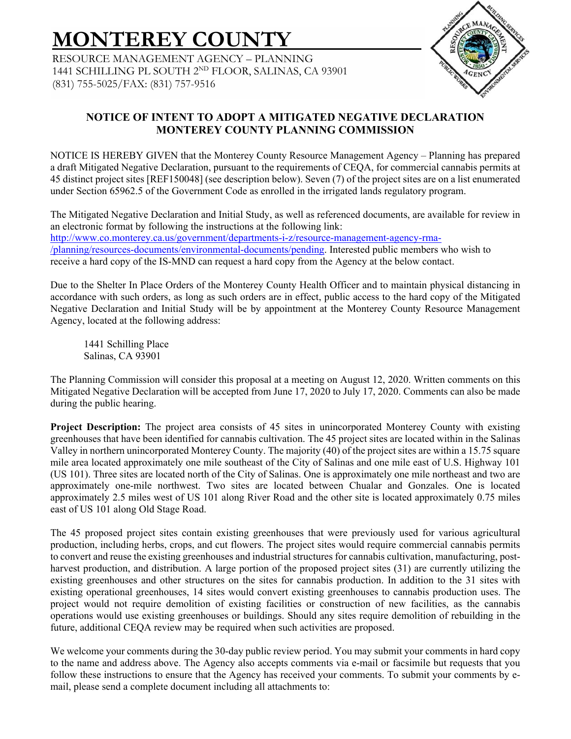# MONTEREY COUNTY

RESOURCE MANAGEMENT AGENCY – PLANNING
1441 SCHILLING PL SOUTH 2ND FLOOR, SALINAS, CA 93901
(831) 755-5025/FAX: (831) 757-9516

## NOTICE OF INTENT TO ADOPT A MITIGATED NEGATIVE DECLARATION
## MONTEREY COUNTY PLANNING COMMISSION

NOTICE IS HEREBY GIVEN that the Monterey County Resource Management Agency – Planning has prepared a draft Mitigated Negative Declaration, pursuant to the requirements of CEQA, for commercial cannabis permits at 45 distinct project sites [REF150048] (see description below). Seven (7) of the project sites are on a list enumerated under Section 65962.5 of the Government Code as enrolled in the irrigated lands regulatory program.

The Mitigated Negative Declaration and Initial Study, as well as referenced documents, are available for review in an electronic format by following the instructions at the following link: http://www.co.monterey.ca.us/government/departments-i-z/resource-management-agency-rma-/planning/resources-documents/environmental-documents/pending. Interested public members who wish to receive a hard copy of the IS-MND can request a hard copy from the Agency at the below contact.

Due to the Shelter In Place Orders of the Monterey County Health Officer and to maintain physical distancing in accordance with such orders, as long as such orders are in effect, public access to the hard copy of the Mitigated Negative Declaration and Initial Study will be by appointment at the Monterey County Resource Management Agency, located at the following address:

1441 Schilling Place
Salinas, CA 93901

The Planning Commission will consider this proposal at a meeting on August 12, 2020. Written comments on this Mitigated Negative Declaration will be accepted from June 17, 2020 to July 17, 2020. Comments can also be made during the public hearing.

**Project Description:** The project area consists of 45 sites in unincorporated Monterey County with existing greenhouses that have been identified for cannabis cultivation. The 45 project sites are located within in the Salinas Valley in northern unincorporated Monterey County. The majority (40) of the project sites are within a 15.75 square mile area located approximately one mile southeast of the City of Salinas and one mile east of U.S. Highway 101 (US 101). Three sites are located north of the City of Salinas. One is approximately one mile northeast and two are approximately one-mile northwest. Two sites are located between Chualar and Gonzales. One is located approximately 2.5 miles west of US 101 along River Road and the other site is located approximately 0.75 miles east of US 101 along Old Stage Road.

The 45 proposed project sites contain existing greenhouses that were previously used for various agricultural production, including herbs, crops, and cut flowers. The project sites would require commercial cannabis permits to convert and reuse the existing greenhouses and industrial structures for cannabis cultivation, manufacturing, post-harvest production, and distribution. A large portion of the proposed project sites (31) are currently utilizing the existing greenhouses and other structures on the sites for cannabis production. In addition to the 31 sites with existing operational greenhouses, 14 sites would convert existing greenhouses to cannabis production uses. The project would not require demolition of existing facilities or construction of new facilities, as the cannabis operations would use existing greenhouses or buildings. Should any sites require demolition of rebuilding in the future, additional CEQA review may be required when such activities are proposed.

We welcome your comments during the 30-day public review period. You may submit your comments in hard copy to the name and address above. The Agency also accepts comments via e-mail or facsimile but requests that you follow these instructions to ensure that the Agency has received your comments. To submit your comments by e-mail, please send a complete document including all attachments to: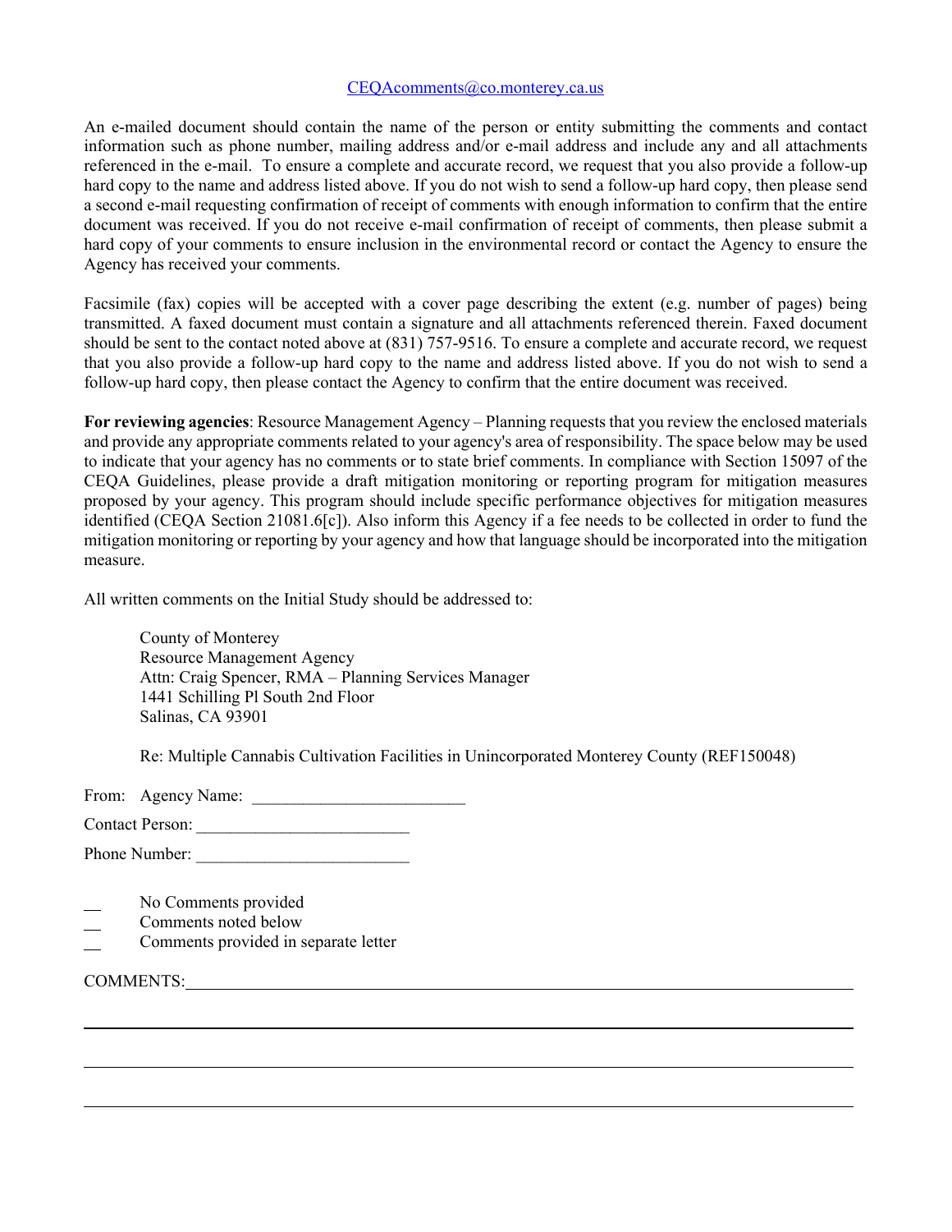CEQAcomments@co.monterey.ca.us

An e-mailed document should contain the name of the person or entity submitting the comments and contact information such as phone number, mailing address and/or e-mail address and include any and all attachments referenced in the e-mail. To ensure a complete and accurate record, we request that you also provide a follow-up hard copy to the name and address listed above. If you do not wish to send a follow-up hard copy, then please send a second e-mail requesting confirmation of receipt of comments with enough information to confirm that the entire document was received. If you do not receive e-mail confirmation of receipt of comments, then please submit a hard copy of your comments to ensure inclusion in the environmental record or contact the Agency to ensure the Agency has received your comments.

Facsimile (fax) copies will be accepted with a cover page describing the extent (e.g. number of pages) being transmitted. A faxed document must contain a signature and all attachments referenced therein. Faxed document should be sent to the contact noted above at (831) 757-9516. To ensure a complete and accurate record, we request that you also provide a follow-up hard copy to the name and address listed above. If you do not wish to send a follow-up hard copy, then please contact the Agency to confirm that the entire document was received.

**For reviewing agencies**: Resource Management Agency – Planning requests that you review the enclosed materials and provide any appropriate comments related to your agency's area of responsibility. The space below may be used to indicate that your agency has no comments or to state brief comments. In compliance with Section 15097 of the CEQA Guidelines, please provide a draft mitigation monitoring or reporting program for mitigation measures proposed by your agency. This program should include specific performance objectives for mitigation measures identified (CEQA Section 21081.6[c]). Also inform this Agency if a fee needs to be collected in order to fund the mitigation monitoring or reporting by your agency and how that language should be incorporated into the mitigation measure.

All written comments on the Initial Study should be addressed to:

County of Monterey
Resource Management Agency
Attn: Craig Spencer, RMA – Planning Services Manager
1441 Schilling Pl South 2nd Floor
Salinas, CA 93901

Re: Multiple Cannabis Cultivation Facilities in Unincorporated Monterey County (REF150048)

From: Agency Name: ________________________

Contact Person: ________________________

Phone Number: ________________________

__ No Comments provided
__ Comments noted below
__ Comments provided in separate letter

COMMENTS:______________________________________________________________________

__________________________________________________________________________________

__________________________________________________________________________________

__________________________________________________________________________________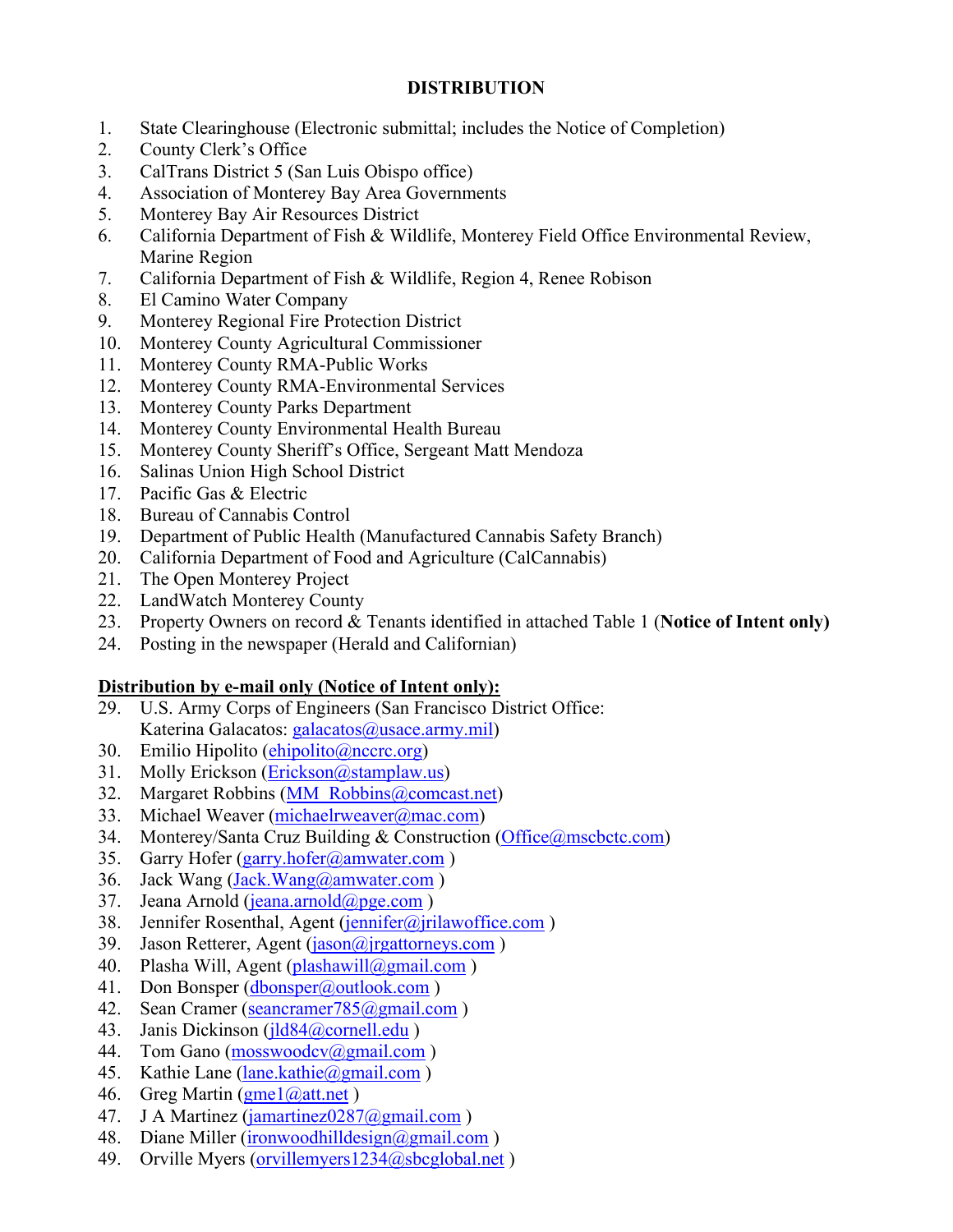**DISTRIBUTION**

1. State Clearinghouse (Electronic submittal; includes the Notice of Completion)
2. County Clerk's Office
3. CalTrans District 5 (San Luis Obispo office)
4. Association of Monterey Bay Area Governments
5. Monterey Bay Air Resources District
6. California Department of Fish & Wildlife, Monterey Field Office Environmental Review, Marine Region
7. California Department of Fish & Wildlife, Region 4, Renee Robison
8. El Camino Water Company
9. Monterey Regional Fire Protection District
10. Monterey County Agricultural Commissioner
11. Monterey County RMA-Public Works
12. Monterey County RMA-Environmental Services
13. Monterey County Parks Department
14. Monterey County Environmental Health Bureau
15. Monterey County Sheriff's Office, Sergeant Matt Mendoza
16. Salinas Union High School District
17. Pacific Gas & Electric
18. Bureau of Cannabis Control
19. Department of Public Health (Manufactured Cannabis Safety Branch)
20. California Department of Food and Agriculture (CalCannabis)
21. The Open Monterey Project
22. LandWatch Monterey County
23. Property Owners on record & Tenants identified in attached Table 1 (**Notice of Intent only)**
24. Posting in the newspaper (Herald and Californian)

**Distribution by e-mail only (Notice of Intent only):**

29. U.S. Army Corps of Engineers (San Francisco District Office: Katerina Galacatos: galacatos@usace.army.mil)
30. Emilio Hipolito (ehipolito@nccrc.org)
31. Molly Erickson (Erickson@stamplaw.us)
32. Margaret Robbins (MM_Robbins@comcast.net)
33. Michael Weaver (michaelrweaver@mac.com)
34. Monterey/Santa Cruz Building & Construction (Office@mscbctc.com)
35. Garry Hofer (garry.hofer@amwater.com )
36. Jack Wang (Jack.Wang@amwater.com )
37. Jeana Arnold (jeana.arnold@pge.com )
38. Jennifer Rosenthal, Agent (jennifer@jrilawoffice.com )
39. Jason Retterer, Agent (jason@jrgattorneys.com )
40. Plasha Will, Agent (plashawill@gmail.com )
41. Don Bonsper (dbonsper@outlook.com )
42. Sean Cramer (seancramer785@gmail.com )
43. Janis Dickinson (jld84@cornell.edu )
44. Tom Gano (mosswoodcv@gmail.com )
45. Kathie Lane (lane.kathie@gmail.com )
46. Greg Martin (gme1@att.net )
47. J A Martinez (jamartinez0287@gmail.com )
48. Diane Miller (ironwoodhilldesign@gmail.com )
49. Orville Myers (orvillemyers1234@sbcglobal.net )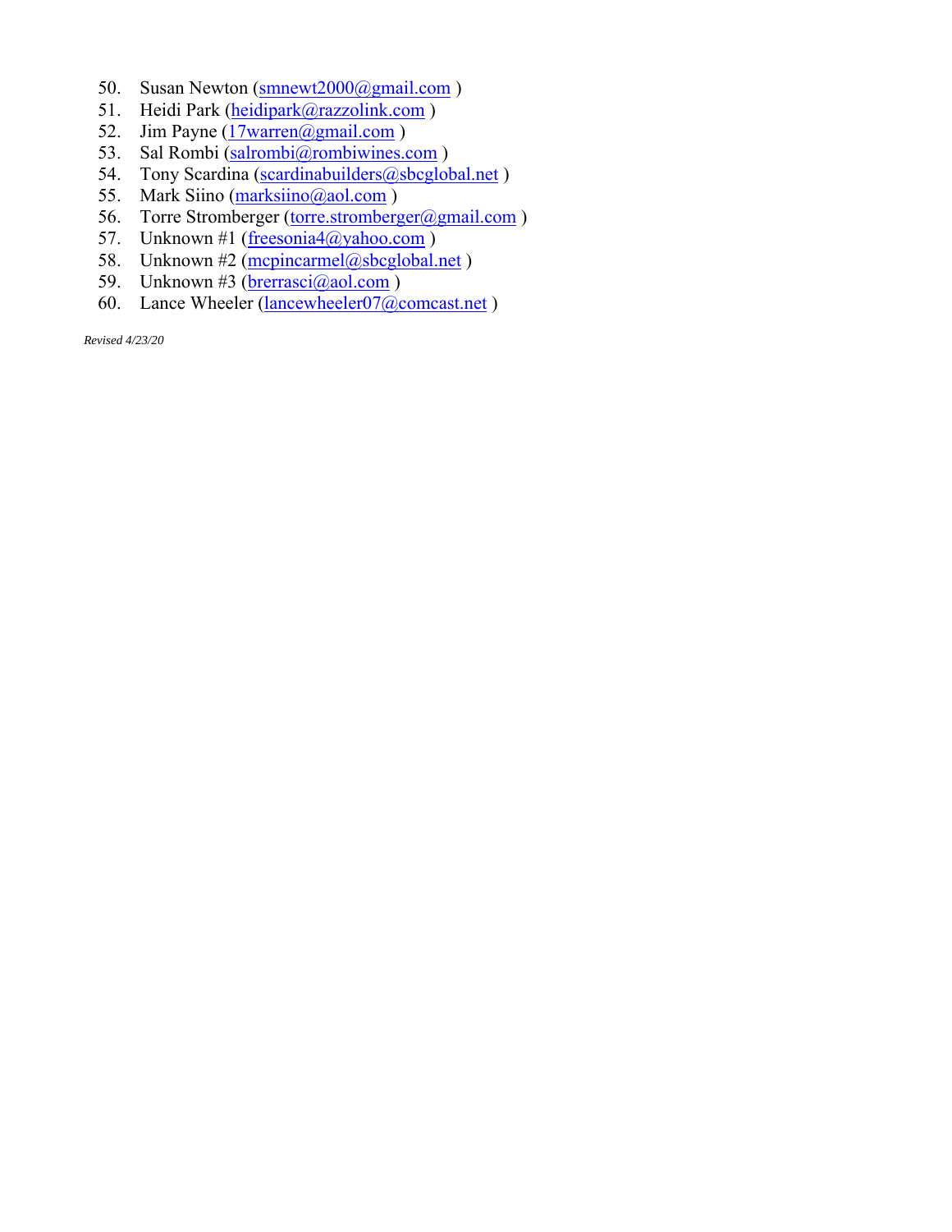50. Susan Newton (smnewt2000@gmail.com )
51. Heidi Park (heidipark@razzolink.com )
52. Jim Payne (17warren@gmail.com )
53. Sal Rombi (salrombi@rombiwines.com )
54. Tony Scardina (scardinabuilders@sbcglobal.net )
55. Mark Siino (marksiino@aol.com )
56. Torre Stromberger (torre.stromberger@gmail.com )
57. Unknown #1 (freesonia4@yahoo.com )
58. Unknown #2 (mcpincarmel@sbcglobal.net )
59. Unknown #3 (brerrasci@aol.com )
60. Lance Wheeler (lancewheeler07@comcast.net )

*Revised 4/23/20*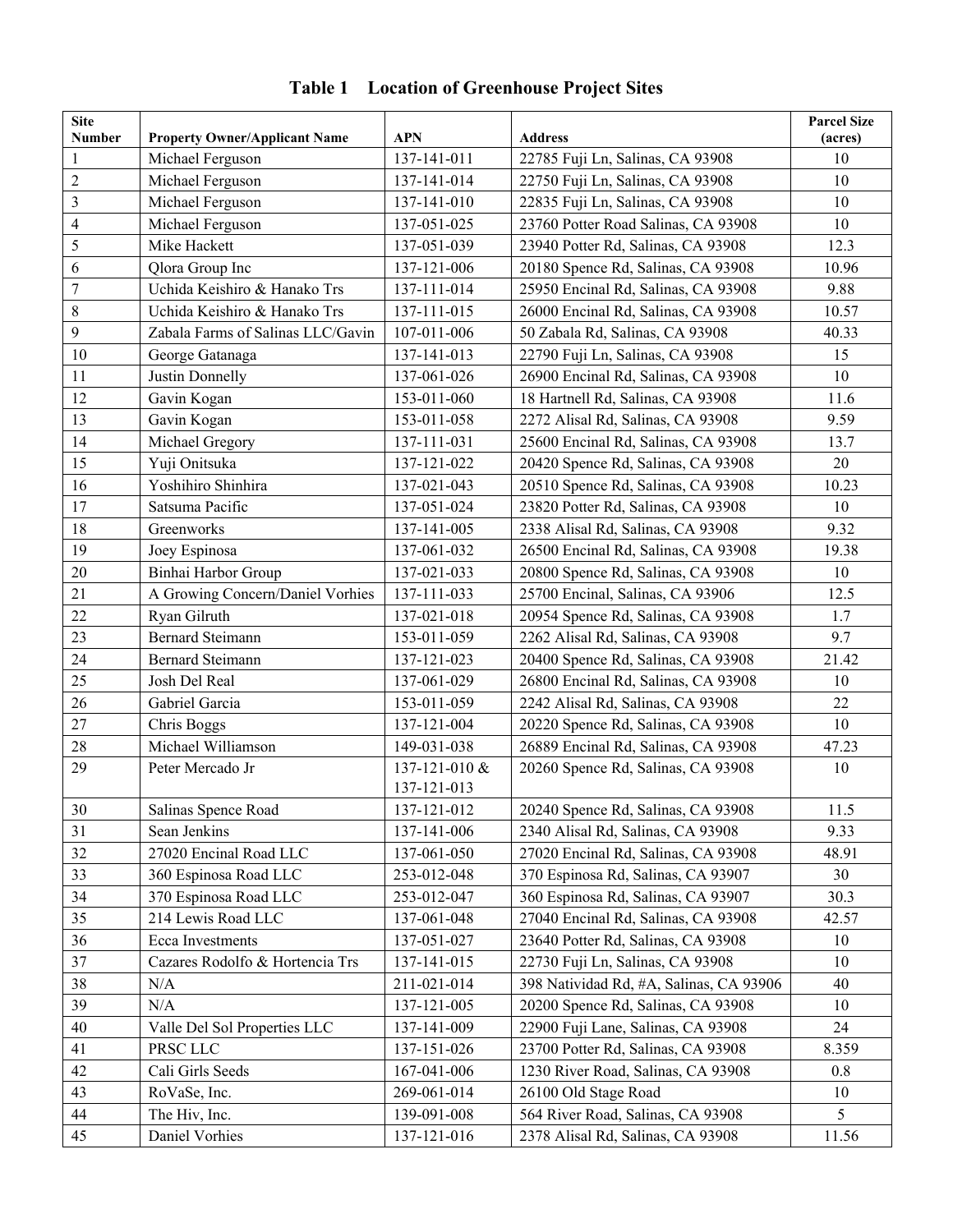**Table 1 Location of Greenhouse Project Sites**

| Site Number | Property Owner/Applicant Name | APN | Address | Parcel Size (acres) |
|---|---|---|---|---|
| 1 | Michael Ferguson | 137-141-011 | 22785 Fuji Ln, Salinas, CA 93908 | 10 |
| 2 | Michael Ferguson | 137-141-014 | 22750 Fuji Ln, Salinas, CA 93908 | 10 |
| 3 | Michael Ferguson | 137-141-010 | 22835 Fuji Ln, Salinas, CA 93908 | 10 |
| 4 | Michael Ferguson | 137-051-025 | 23760 Potter Road Salinas, CA 93908 | 10 |
| 5 | Mike Hackett | 137-051-039 | 23940 Potter Rd, Salinas, CA 93908 | 12.3 |
| 6 | Qlora Group Inc | 137-121-006 | 20180 Spence Rd, Salinas, CA 93908 | 10.96 |
| 7 | Uchida Keishiro & Hanako Trs | 137-111-014 | 25950 Encinal Rd, Salinas, CA 93908 | 9.88 |
| 8 | Uchida Keishiro & Hanako Trs | 137-111-015 | 26000 Encinal Rd, Salinas, CA 93908 | 10.57 |
| 9 | Zabala Farms of Salinas LLC/Gavin | 107-011-006 | 50 Zabala Rd, Salinas, CA 93908 | 40.33 |
| 10 | George Gatanaga | 137-141-013 | 22790 Fuji Ln, Salinas, CA 93908 | 15 |
| 11 | Justin Donnelly | 137-061-026 | 26900 Encinal Rd, Salinas, CA 93908 | 10 |
| 12 | Gavin Kogan | 153-011-060 | 18 Hartnell Rd, Salinas, CA 93908 | 11.6 |
| 13 | Gavin Kogan | 153-011-058 | 2272 Alisal Rd, Salinas, CA 93908 | 9.59 |
| 14 | Michael Gregory | 137-111-031 | 25600 Encinal Rd, Salinas, CA 93908 | 13.7 |
| 15 | Yuji Onitsuka | 137-121-022 | 20420 Spence Rd, Salinas, CA 93908 | 20 |
| 16 | Yoshihiro Shinhira | 137-021-043 | 20510 Spence Rd, Salinas, CA 93908 | 10.23 |
| 17 | Satsuma Pacific | 137-051-024 | 23820 Potter Rd, Salinas, CA 93908 | 10 |
| 18 | Greenworks | 137-141-005 | 2338 Alisal Rd, Salinas, CA 93908 | 9.32 |
| 19 | Joey Espinosa | 137-061-032 | 26500 Encinal Rd, Salinas, CA 93908 | 19.38 |
| 20 | Binhai Harbor Group | 137-021-033 | 20800 Spence Rd, Salinas, CA 93908 | 10 |
| 21 | A Growing Concern/Daniel Vorhies | 137-111-033 | 25700 Encinal, Salinas, CA 93906 | 12.5 |
| 22 | Ryan Gilruth | 137-021-018 | 20954 Spence Rd, Salinas, CA 93908 | 1.7 |
| 23 | Bernard Steimann | 153-011-059 | 2262 Alisal Rd, Salinas, CA 93908 | 9.7 |
| 24 | Bernard Steimann | 137-121-023 | 20400 Spence Rd, Salinas, CA 93908 | 21.42 |
| 25 | Josh Del Real | 137-061-029 | 26800 Encinal Rd, Salinas, CA 93908 | 10 |
| 26 | Gabriel Garcia | 153-011-059 | 2242 Alisal Rd, Salinas, CA 93908 | 22 |
| 27 | Chris Boggs | 137-121-004 | 20220 Spence Rd, Salinas, CA 93908 | 10 |
| 28 | Michael Williamson | 149-031-038 | 26889 Encinal Rd, Salinas, CA 93908 | 47.23 |
| 29 | Peter Mercado Jr | 137-121-010 & 137-121-013 | 20260 Spence Rd, Salinas, CA 93908 | 10 |
| 30 | Salinas Spence Road | 137-121-012 | 20240 Spence Rd, Salinas, CA 93908 | 11.5 |
| 31 | Sean Jenkins | 137-141-006 | 2340 Alisal Rd, Salinas, CA 93908 | 9.33 |
| 32 | 27020 Encinal Road LLC | 137-061-050 | 27020 Encinal Rd, Salinas, CA 93908 | 48.91 |
| 33 | 360 Espinosa Road LLC | 253-012-048 | 370 Espinosa Rd, Salinas, CA 93907 | 30 |
| 34 | 370 Espinosa Road LLC | 253-012-047 | 360 Espinosa Rd, Salinas, CA 93907 | 30.3 |
| 35 | 214 Lewis Road LLC | 137-061-048 | 27040 Encinal Rd, Salinas, CA 93908 | 42.57 |
| 36 | Ecca Investments | 137-051-027 | 23640 Potter Rd, Salinas, CA 93908 | 10 |
| 37 | Cazares Rodolfo & Hortencia Trs | 137-141-015 | 22730 Fuji Ln, Salinas, CA 93908 | 10 |
| 38 | N/A | 211-021-014 | 398 Natividad Rd, #A, Salinas, CA 93906 | 40 |
| 39 | N/A | 137-121-005 | 20200 Spence Rd, Salinas, CA 93908 | 10 |
| 40 | Valle Del Sol Properties LLC | 137-141-009 | 22900 Fuji Lane, Salinas, CA 93908 | 24 |
| 41 | PRSC LLC | 137-151-026 | 23700 Potter Rd, Salinas, CA 93908 | 8.359 |
| 42 | Cali Girls Seeds | 167-041-006 | 1230 River Road, Salinas, CA 93908 | 0.8 |
| 43 | RoVaSe, Inc. | 269-061-014 | 26100 Old Stage Road | 10 |
| 44 | The Hiv, Inc. | 139-091-008 | 564 River Road, Salinas, CA 93908 | 5 |
| 45 | Daniel Vorhies | 137-121-016 | 2378 Alisal Rd, Salinas, CA 93908 | 11.56 |